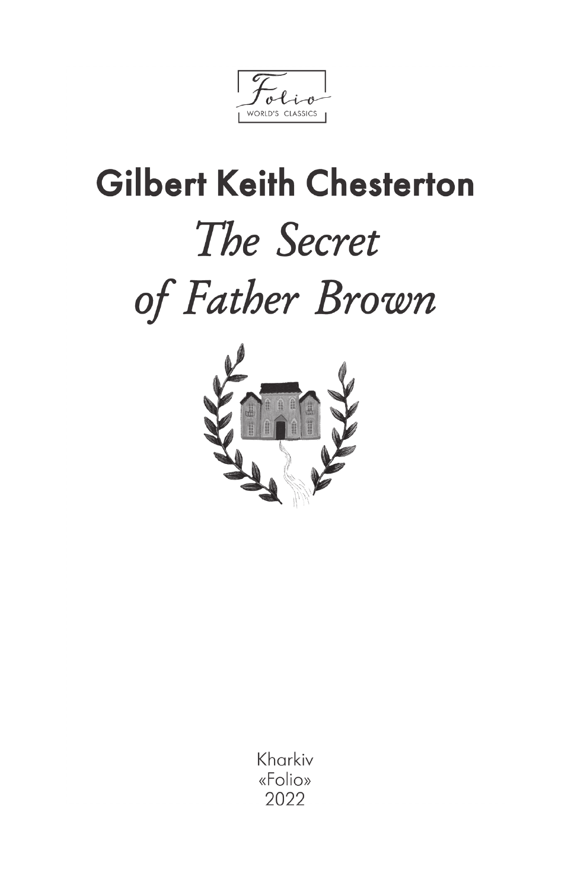Folio

WORLD'S CLASSICS

## Gilbert Keith Chesterton

# *The Secret of Father Brown*

Kharkiv
«Folio»
2022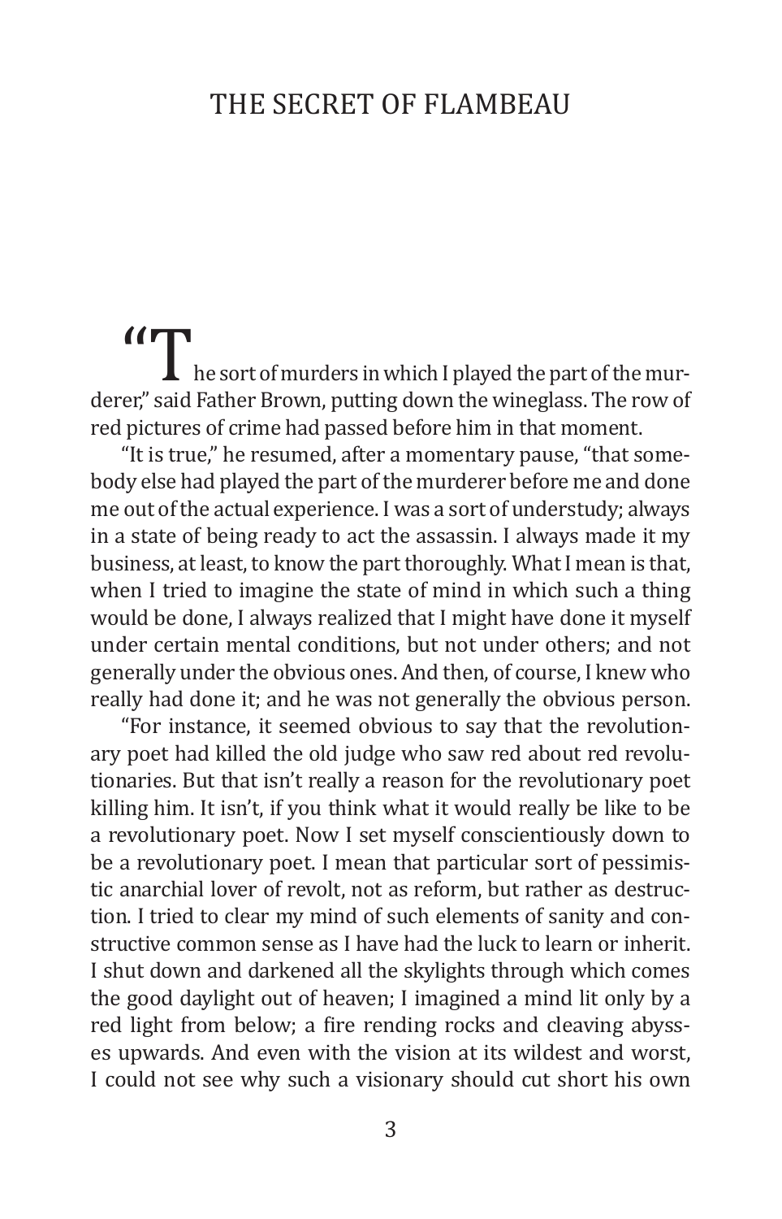# THE SECRET OF FLAMBEAU

"The sort of murders in which I played the part of the murderer," said Father Brown, putting down the wineglass. The row of red pictures of crime had passed before him in that moment.

"It is true," he resumed, after a momentary pause, "that somebody else had played the part of the murderer before me and done me out of the actual experience. I was a sort of understudy; always in a state of being ready to act the assassin. I always made it my business, at least, to know the part thoroughly. What I mean is that, when I tried to imagine the state of mind in which such a thing would be done, I always realized that I might have done it myself under certain mental conditions, but not under others; and not generally under the obvious ones. And then, of course, I knew who really had done it; and he was not generally the obvious person.

"For instance, it seemed obvious to say that the revolutionary poet had killed the old judge who saw red about red revolutionaries. But that isn't really a reason for the revolutionary poet killing him. It isn't, if you think what it would really be like to be a revolutionary poet. Now I set myself conscientiously down to be a revolutionary poet. I mean that particular sort of pessimistic anarchial lover of revolt, not as reform, but rather as destruction. I tried to clear my mind of such elements of sanity and constructive common sense as I have had the luck to learn or inherit. I shut down and darkened all the skylights through which comes the good daylight out of heaven; I imagined a mind lit only by a red light from below; a fire rending rocks and cleaving abysses upwards. And even with the vision at its wildest and worst, I could not see why such a visionary should cut short his own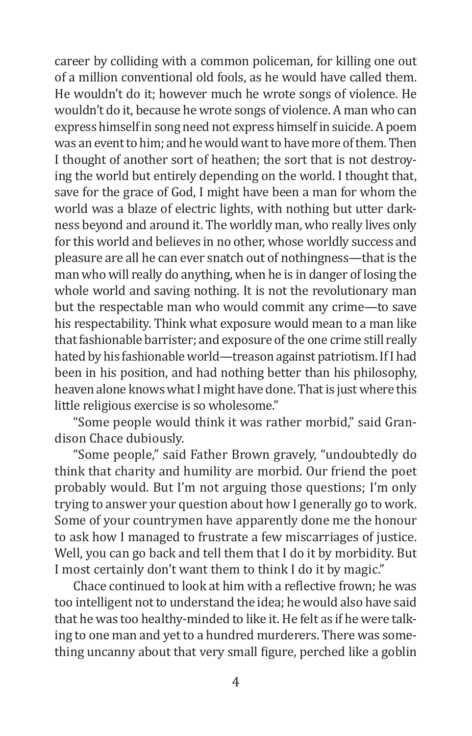career by colliding with a common policeman, for killing one out of a million conventional old fools, as he would have called them. He wouldn't do it; however much he wrote songs of violence. He wouldn't do it, because he wrote songs of violence. A man who can express himself in song need not express himself in suicide. A poem was an event to him; and he would want to have more of them. Then I thought of another sort of heathen; the sort that is not destroying the world but entirely depending on the world. I thought that, save for the grace of God, I might have been a man for whom the world was a blaze of electric lights, with nothing but utter darkness beyond and around it. The worldly man, who really lives only for this world and believes in no other, whose worldly success and pleasure are all he can ever snatch out of nothingness—that is the man who will really do anything, when he is in danger of losing the whole world and saving nothing. It is not the revolutionary man but the respectable man who would commit any crime—to save his respectability. Think what exposure would mean to a man like that fashionable barrister; and exposure of the one crime still really hated by his fashionable world—treason against patriotism. If I had been in his position, and had nothing better than his philosophy, heaven alone knows what I might have done. That is just where this little religious exercise is so wholesome."

"Some people would think it was rather morbid," said Grandison Chace dubiously.

"Some people," said Father Brown gravely, "undoubtedly do think that charity and humility are morbid. Our friend the poet probably would. But I'm not arguing those questions; I'm only trying to answer your question about how I generally go to work. Some of your countrymen have apparently done me the honour to ask how I managed to frustrate a few miscarriages of justice. Well, you can go back and tell them that I do it by morbidity. But I most certainly don't want them to think I do it by magic."

Chace continued to look at him with a reflective frown; he was too intelligent not to understand the idea; he would also have said that he was too healthy-minded to like it. He felt as if he were talking to one man and yet to a hundred murderers. There was something uncanny about that very small figure, perched like a goblin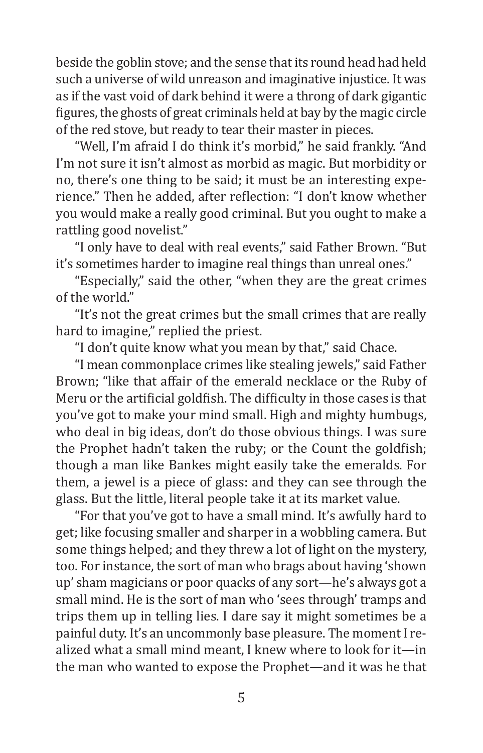beside the goblin stove; and the sense that its round head had held such a universe of wild unreason and imaginative injustice. It was as if the vast void of dark behind it were a throng of dark gigantic figures, the ghosts of great criminals held at bay by the magic circle of the red stove, but ready to tear their master in pieces.

"Well, I'm afraid I do think it's morbid," he said frankly. "And I'm not sure it isn't almost as morbid as magic. But morbidity or no, there's one thing to be said; it must be an interesting experience." Then he added, after reflection: "I don't know whether you would make a really good criminal. But you ought to make a rattling good novelist."

"I only have to deal with real events," said Father Brown. "But it's sometimes harder to imagine real things than unreal ones."

"Especially," said the other, "when they are the great crimes of the world."

"It's not the great crimes but the small crimes that are really hard to imagine," replied the priest.

"I don't quite know what you mean by that," said Chace.

"I mean commonplace crimes like stealing jewels," said Father Brown; "like that affair of the emerald necklace or the Ruby of Meru or the artificial goldfish. The difficulty in those cases is that you've got to make your mind small. High and mighty humbugs, who deal in big ideas, don't do those obvious things. I was sure the Prophet hadn't taken the ruby; or the Count the goldfish; though a man like Bankes might easily take the emeralds. For them, a jewel is a piece of glass: and they can see through the glass. But the little, literal people take it at its market value.

"For that you've got to have a small mind. It's awfully hard to get; like focusing smaller and sharper in a wobbling camera. But some things helped; and they threw a lot of light on the mystery, too. For instance, the sort of man who brags about having 'shown up' sham magicians or poor quacks of any sort—he's always got a small mind. He is the sort of man who 'sees through' tramps and trips them up in telling lies. I dare say it might sometimes be a painful duty. It's an uncommonly base pleasure. The moment I realized what a small mind meant, I knew where to look for it—in the man who wanted to expose the Prophet—and it was he that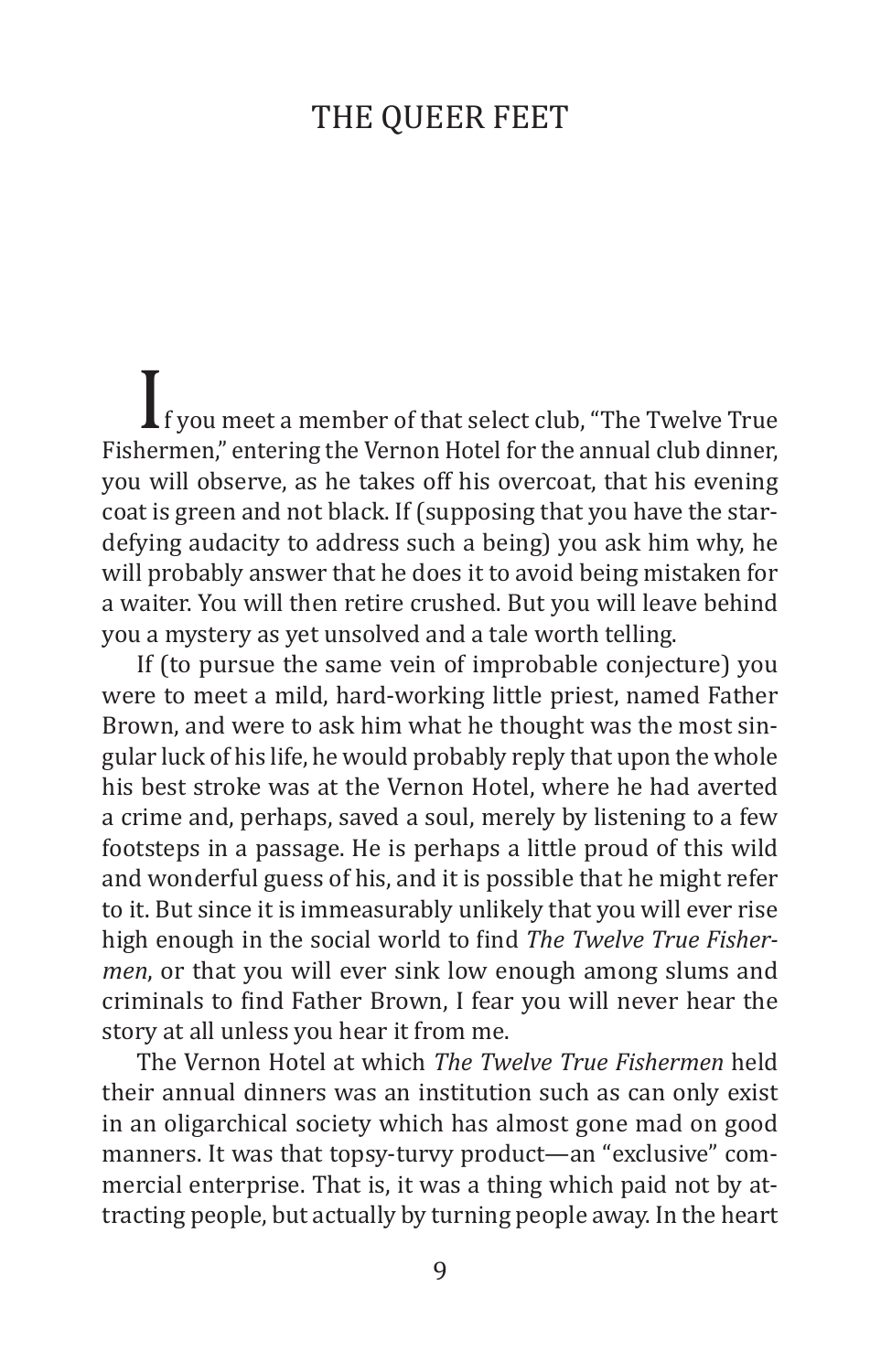# THE QUEER FEET

If you meet a member of that select club, "The Twelve True Fishermen," entering the Vernon Hotel for the annual club dinner, you will observe, as he takes off his overcoat, that his evening coat is green and not black. If (supposing that you have the star-defying audacity to address such a being) you ask him why, he will probably answer that he does it to avoid being mistaken for a waiter. You will then retire crushed. But you will leave behind you a mystery as yet unsolved and a tale worth telling.

If (to pursue the same vein of improbable conjecture) you were to meet a mild, hard-working little priest, named Father Brown, and were to ask him what he thought was the most singular luck of his life, he would probably reply that upon the whole his best stroke was at the Vernon Hotel, where he had averted a crime and, perhaps, saved a soul, merely by listening to a few footsteps in a passage. He is perhaps a little proud of this wild and wonderful guess of his, and it is possible that he might refer to it. But since it is immeasurably unlikely that you will ever rise high enough in the social world to find *The Twelve True Fishermen*, or that you will ever sink low enough among slums and criminals to find Father Brown, I fear you will never hear the story at all unless you hear it from me.

The Vernon Hotel at which *The Twelve True Fishermen* held their annual dinners was an institution such as can only exist in an oligarchical society which has almost gone mad on good manners. It was that topsy-turvy product—an "exclusive" commercial enterprise. That is, it was a thing which paid not by attracting people, but actually by turning people away. In the heart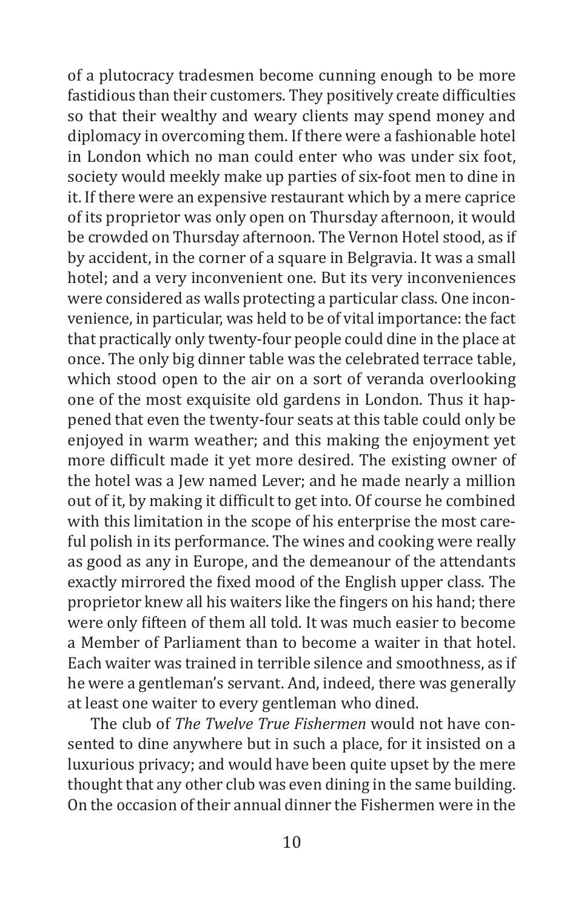of a plutocracy tradesmen become cunning enough to be more fastidious than their customers. They positively create difficulties so that their wealthy and weary clients may spend money and diplomacy in overcoming them. If there were a fashionable hotel in London which no man could enter who was under six foot, society would meekly make up parties of six-foot men to dine in it. If there were an expensive restaurant which by a mere caprice of its proprietor was only open on Thursday afternoon, it would be crowded on Thursday afternoon. The Vernon Hotel stood, as if by accident, in the corner of a square in Belgravia. It was a small hotel; and a very inconvenient one. But its very inconveniences were considered as walls protecting a particular class. One inconvenience, in particular, was held to be of vital importance: the fact that practically only twenty-four people could dine in the place at once. The only big dinner table was the celebrated terrace table, which stood open to the air on a sort of veranda overlooking one of the most exquisite old gardens in London. Thus it happened that even the twenty-four seats at this table could only be enjoyed in warm weather; and this making the enjoyment yet more difficult made it yet more desired. The existing owner of the hotel was a Jew named Lever; and he made nearly a million out of it, by making it difficult to get into. Of course he combined with this limitation in the scope of his enterprise the most careful polish in its performance. The wines and cooking were really as good as any in Europe, and the demeanour of the attendants exactly mirrored the fixed mood of the English upper class. The proprietor knew all his waiters like the fingers on his hand; there were only fifteen of them all told. It was much easier to become a Member of Parliament than to become a waiter in that hotel. Each waiter was trained in terrible silence and smoothness, as if he were a gentleman's servant. And, indeed, there was generally at least one waiter to every gentleman who dined.

The club of *The Twelve True Fishermen* would not have consented to dine anywhere but in such a place, for it insisted on a luxurious privacy; and would have been quite upset by the mere thought that any other club was even dining in the same building. On the occasion of their annual dinner the Fishermen were in the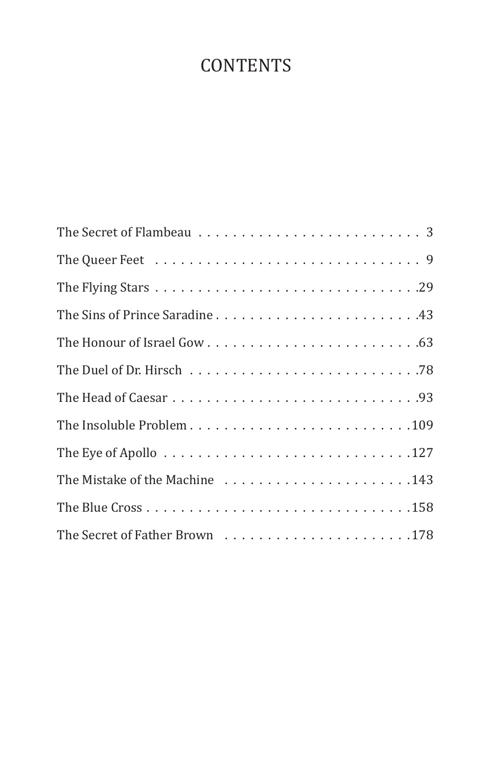# CONTENTS

| | |
|---|---|
| The Secret of Flambeau | 3 |
| The Queer Feet | 9 |
| The Flying Stars | 29 |
| The Sins of Prince Saradine | 43 |
| The Honour of Israel Gow | 63 |
| The Duel of Dr. Hirsch | 78 |
| The Head of Caesar | 93 |
| The Insoluble Problem | 109 |
| The Eye of Apollo | 127 |
| The Mistake of the Machine | 143 |
| The Blue Cross | 158 |
| The Secret of Father Brown | 178 |